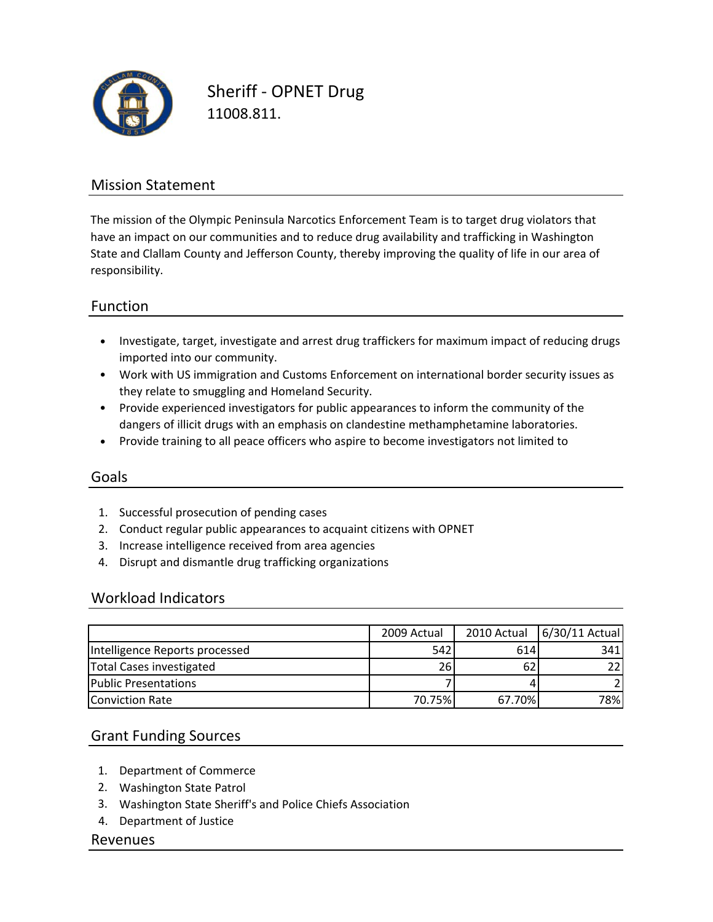# Sheriff - OPNET Drug

11008.811.

## Mission Statement

The mission of the Olympic Peninsula Narcotics Enforcement Team is to target drug violators that have an impact on our communities and to reduce drug availability and trafficking in Washington State and Clallam County and Jefferson County, thereby improving the quality of life in our area of responsibility.

## Function

- Investigate, target, investigate and arrest drug traffickers for maximum impact of reducing drugs imported into our community.
- Work with US immigration and Customs Enforcement on international border security issues as they relate to smuggling and Homeland Security.
- Provide experienced investigators for public appearances to inform the community of the dangers of illicit drugs with an emphasis on clandestine methamphetamine laboratories.
- Provide training to all peace officers who aspire to become investigators not limited to

## Goals

1. Successful prosecution of pending cases
2. Conduct regular public appearances to acquaint citizens with OPNET
3. Increase intelligence received from area agencies
4. Disrupt and dismantle drug trafficking organizations

## Workload Indicators

| | 2009 Actual | 2010 Actual | 6/30/11 Actual |
|---|---|---|---|
| Intelligence Reports processed | 542 | 614 | 341 |
| Total Cases investigated | 26 | 62 | 22 |
| Public Presentations | 7 | 4 | 2 |
| Conviction Rate | 70.75% | 67.70% | 78% |

## Grant Funding Sources

1. Department of Commerce
2. Washington State Patrol
3. Washington State Sheriff's and Police Chiefs Association
4. Department of Justice

## Revenues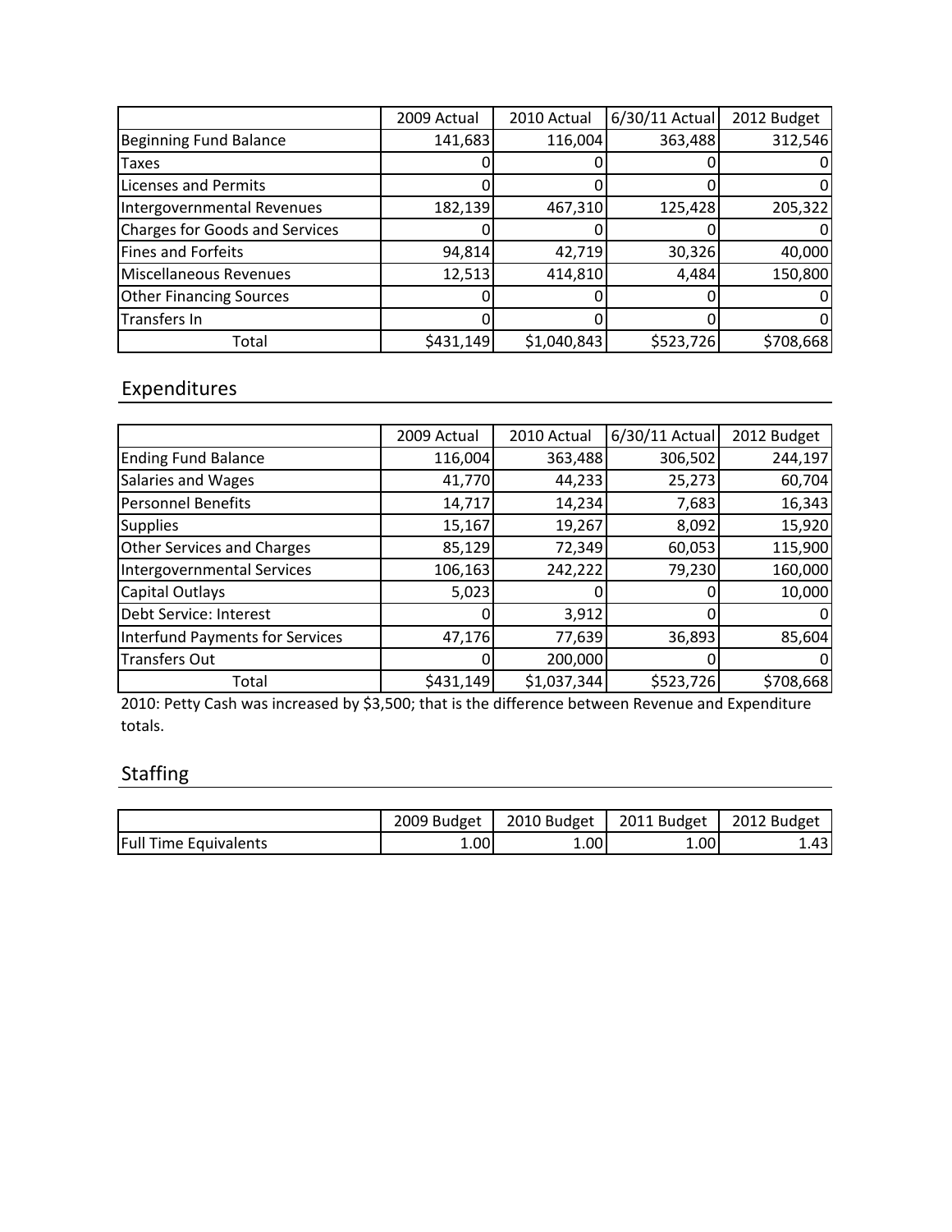| | 2009 Actual | 2010 Actual | 6/30/11 Actual | 2012 Budget |
|---|---|---|---|---|
| Beginning Fund Balance | 141,683 | 116,004 | 363,488 | 312,546 |
| Taxes | 0 | 0 | 0 | 0 |
| Licenses and Permits | 0 | 0 | 0 | 0 |
| Intergovernmental Revenues | 182,139 | 467,310 | 125,428 | 205,322 |
| Charges for Goods and Services | 0 | 0 | 0 | 0 |
| Fines and Forfeits | 94,814 | 42,719 | 30,326 | 40,000 |
| Miscellaneous Revenues | 12,513 | 414,810 | 4,484 | 150,800 |
| Other Financing Sources | 0 | 0 | 0 | 0 |
| Transfers In | 0 | 0 | 0 | 0 |
| Total | $431,149 | $1,040,843 | $523,726 | $708,668 |

## Expenditures

| | 2009 Actual | 2010 Actual | 6/30/11 Actual | 2012 Budget |
|---|---|---|---|---|
| Ending Fund Balance | 116,004 | 363,488 | 306,502 | 244,197 |
| Salaries and Wages | 41,770 | 44,233 | 25,273 | 60,704 |
| Personnel Benefits | 14,717 | 14,234 | 7,683 | 16,343 |
| Supplies | 15,167 | 19,267 | 8,092 | 15,920 |
| Other Services and Charges | 85,129 | 72,349 | 60,053 | 115,900 |
| Intergovernmental Services | 106,163 | 242,222 | 79,230 | 160,000 |
| Capital Outlays | 5,023 | 0 | 0 | 10,000 |
| Debt Service: Interest | 0 | 3,912 | 0 | 0 |
| Interfund Payments for Services | 47,176 | 77,639 | 36,893 | 85,604 |
| Transfers Out | 0 | 200,000 | 0 | 0 |
| Total | $431,149 | $1,037,344 | $523,726 | $708,668 |

2010: Petty Cash was increased by $3,500; that is the difference between Revenue and Expenditure totals.

## Staffing

| | 2009 Budget | 2010 Budget | 2011 Budget | 2012 Budget |
|---|---|---|---|---|
| Full Time Equivalents | 1.00 | 1.00 | 1.00 | 1.43 |